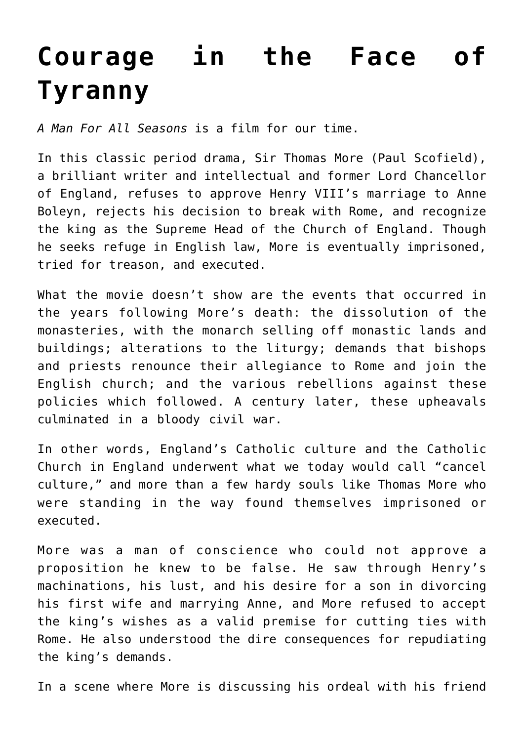# Courage in the Face of Tyranny

*A Man For All Seasons* is a film for our time.

In this classic period drama, Sir Thomas More (Paul Scofield), a brilliant writer and intellectual and former Lord Chancellor of England, refuses to approve Henry VIII's marriage to Anne Boleyn, rejects his decision to break with Rome, and recognize the king as the Supreme Head of the Church of England. Though he seeks refuge in English law, More is eventually imprisoned, tried for treason, and executed.

What the movie doesn't show are the events that occurred in the years following More's death: the dissolution of the monasteries, with the monarch selling off monastic lands and buildings; alterations to the liturgy; demands that bishops and priests renounce their allegiance to Rome and join the English church; and the various rebellions against these policies which followed. A century later, these upheavals culminated in a bloody civil war.

In other words, England's Catholic culture and the Catholic Church in England underwent what we today would call "cancel culture," and more than a few hardy souls like Thomas More who were standing in the way found themselves imprisoned or executed.

More was a man of conscience who could not approve a proposition he knew to be false. He saw through Henry's machinations, his lust, and his desire for a son in divorcing his first wife and marrying Anne, and More refused to accept the king's wishes as a valid premise for cutting ties with Rome. He also understood the dire consequences for repudiating the king's demands.

In a scene where More is discussing his ordeal with his friend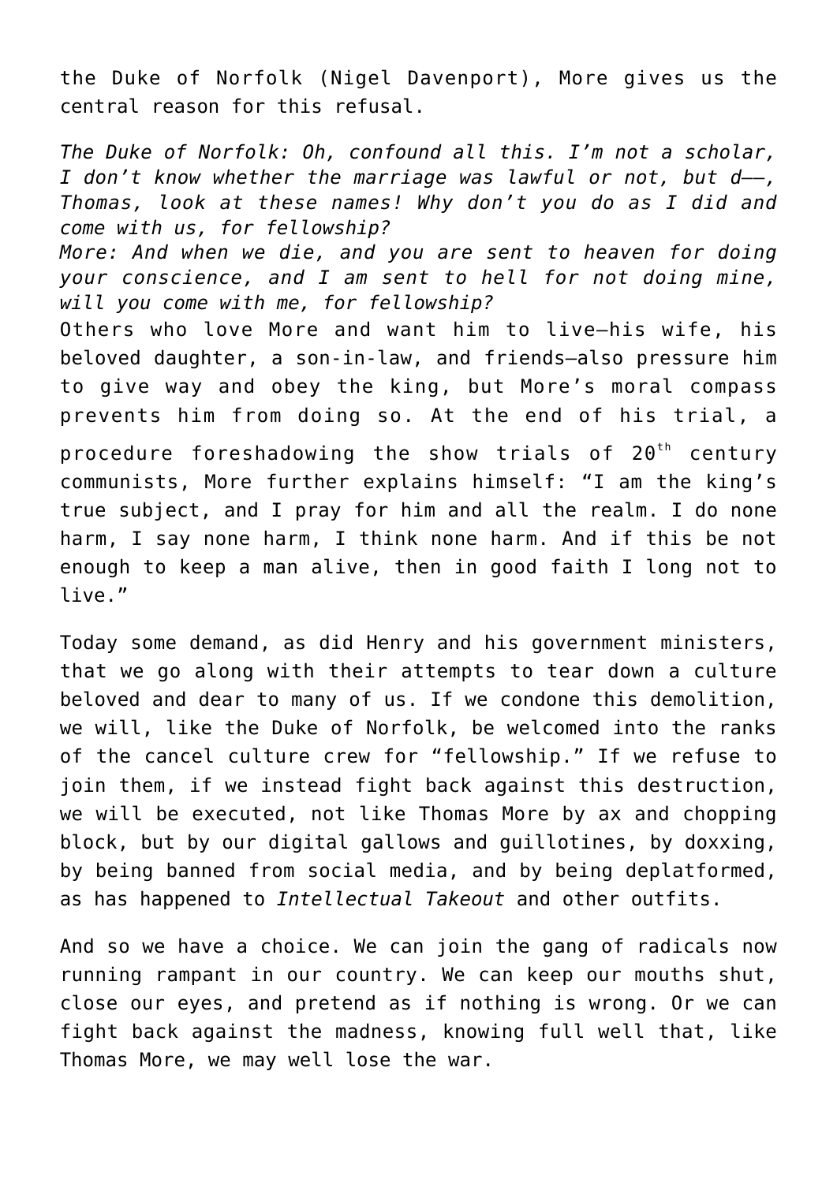the Duke of Norfolk (Nigel Davenport), More gives us the central reason for this refusal.

*The Duke of Norfolk: Oh, confound all this. I'm not a scholar, I don't know whether the marriage was lawful or not, but d——, Thomas, look at these names! Why don't you do as I did and come with us, for fellowship?*
*More: And when we die, and you are sent to heaven for doing your conscience, and I am sent to hell for not doing mine, will you come with me, for fellowship?*
Others who love More and want him to live—his wife, his beloved daughter, a son-in-law, and friends—also pressure him to give way and obey the king, but More's moral compass prevents him from doing so. At the end of his trial, a procedure foreshadowing the show trials of 20th century communists, More further explains himself: "I am the king's true subject, and I pray for him and all the realm. I do none harm, I say none harm, I think none harm. And if this be not enough to keep a man alive, then in good faith I long not to live."

Today some demand, as did Henry and his government ministers, that we go along with their attempts to tear down a culture beloved and dear to many of us. If we condone this demolition, we will, like the Duke of Norfolk, be welcomed into the ranks of the cancel culture crew for "fellowship." If we refuse to join them, if we instead fight back against this destruction, we will be executed, not like Thomas More by ax and chopping block, but by our digital gallows and guillotines, by doxxing, by being banned from social media, and by being deplatformed, as has happened to *Intellectual Takeout* and other outfits.

And so we have a choice. We can join the gang of radicals now running rampant in our country. We can keep our mouths shut, close our eyes, and pretend as if nothing is wrong. Or we can fight back against the madness, knowing full well that, like Thomas More, we may well lose the war.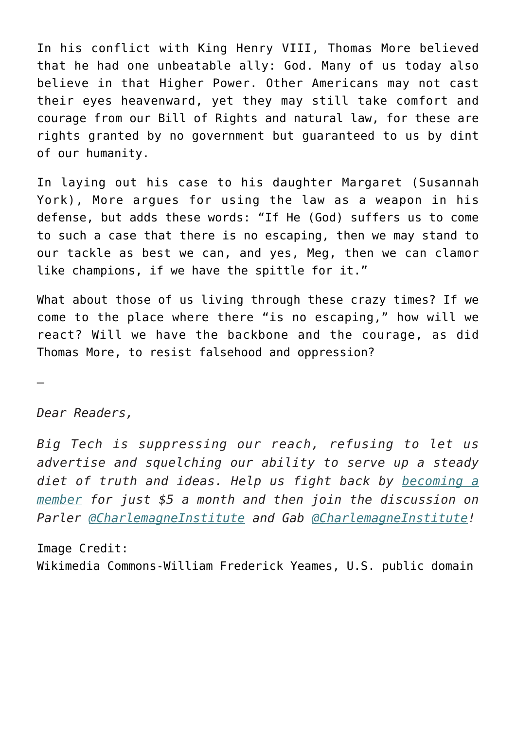In his conflict with King Henry VIII, Thomas More believed that he had one unbeatable ally: God. Many of us today also believe in that Higher Power. Other Americans may not cast their eyes heavenward, yet they may still take comfort and courage from our Bill of Rights and natural law, for these are rights granted by no government but guaranteed to us by dint of our humanity.

In laying out his case to his daughter Margaret (Susannah York), More argues for using the law as a weapon in his defense, but adds these words: "If He (God) suffers us to come to such a case that there is no escaping, then we may stand to our tackle as best we can, and yes, Meg, then we can clamor like champions, if we have the spittle for it."

What about those of us living through these crazy times? If we come to the place where there "is no escaping," how will we react? Will we have the backbone and the courage, as did Thomas More, to resist falsehood and oppression?

—

*Dear Readers,*

*Big Tech is suppressing our reach, refusing to let us advertise and squelching our ability to serve up a steady diet of truth and ideas. Help us fight back by becoming a member for just $5 a month and then join the discussion on Parler @CharlemagneInstitute and Gab @CharlemagneInstitute!*

Image Credit:
Wikimedia Commons-William Frederick Yeames, U.S. public domain